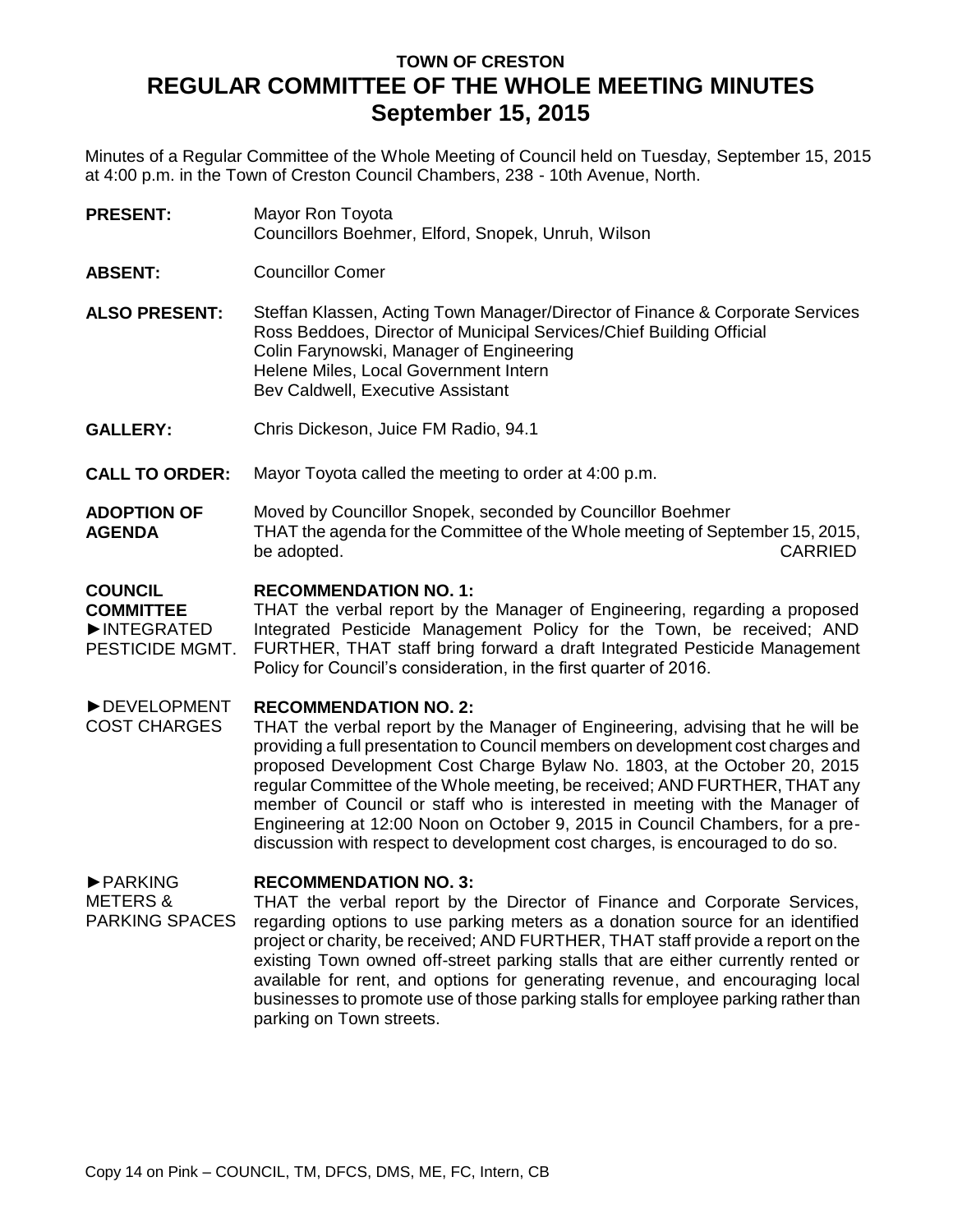# TOWN OF CRESTON
# REGULAR COMMITTEE OF THE WHOLE MEETING MINUTES
## September 15, 2015

Minutes of a Regular Committee of the Whole Meeting of Council held on Tuesday, September 15, 2015 at 4:00 p.m. in the Town of Creston Council Chambers, 238 - 10th Avenue, North.

**PRESENT:** Mayor Ron Toyota
Councillors Boehmer, Elford, Snopek, Unruh, Wilson

**ABSENT:** Councillor Comer

**ALSO PRESENT:** Steffan Klassen, Acting Town Manager/Director of Finance & Corporate Services
Ross Beddoes, Director of Municipal Services/Chief Building Official
Colin Farynowski, Manager of Engineering
Helene Miles, Local Government Intern
Bev Caldwell, Executive Assistant

**GALLERY:** Chris Dickeson, Juice FM Radio, 94.1

**CALL TO ORDER:** Mayor Toyota called the meeting to order at 4:00 p.m.

**ADOPTION OF AGENDA**

Moved by Councillor Snopek, seconded by Councillor Boehmer
THAT the agenda for the Committee of the Whole meeting of September 15, 2015, be adopted. CARRIED

**COUNCIL COMMITTEE**

►INTEGRATED PESTICIDE MGMT.

**RECOMMENDATION NO. 1:**
THAT the verbal report by the Manager of Engineering, regarding a proposed Integrated Pesticide Management Policy for the Town, be received; AND FURTHER, THAT staff bring forward a draft Integrated Pesticide Management Policy for Council's consideration, in the first quarter of 2016.

►DEVELOPMENT COST CHARGES

**RECOMMENDATION NO. 2:**
THAT the verbal report by the Manager of Engineering, advising that he will be providing a full presentation to Council members on development cost charges and proposed Development Cost Charge Bylaw No. 1803, at the October 20, 2015 regular Committee of the Whole meeting, be received; AND FURTHER, THAT any member of Council or staff who is interested in meeting with the Manager of Engineering at 12:00 Noon on October 9, 2015 in Council Chambers, for a pre-discussion with respect to development cost charges, is encouraged to do so.

►PARKING METERS & PARKING SPACES

**RECOMMENDATION NO. 3:**
THAT the verbal report by the Director of Finance and Corporate Services, regarding options to use parking meters as a donation source for an identified project or charity, be received; AND FURTHER, THAT staff provide a report on the existing Town owned off-street parking stalls that are either currently rented or available for rent, and options for generating revenue, and encouraging local businesses to promote use of those parking stalls for employee parking rather than parking on Town streets.

Copy 14 on Pink – COUNCIL, TM, DFCS, DMS, ME, FC, Intern, CB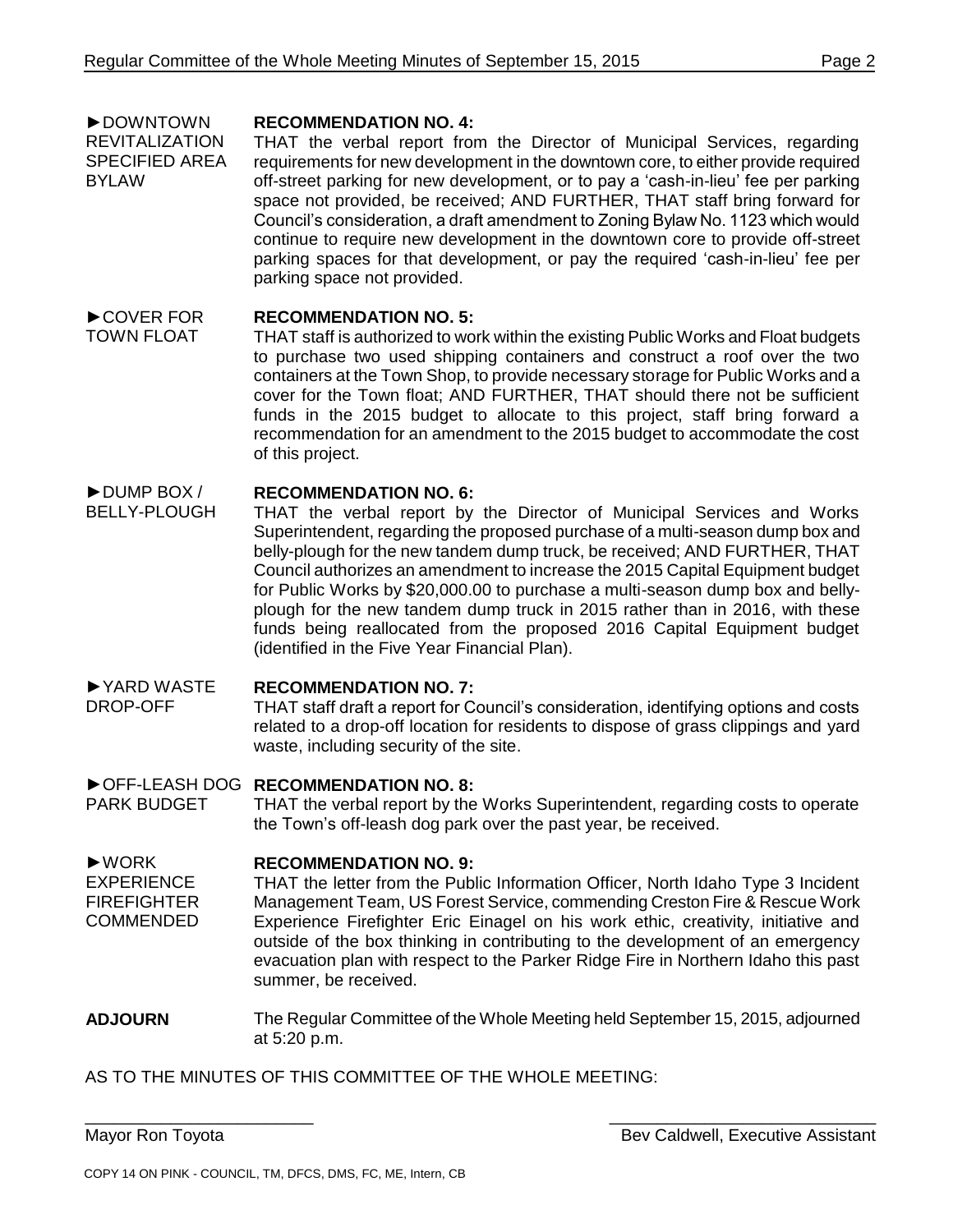►DOWNTOWN REVITALIZATION SPECIFIED AREA BYLAW

**RECOMMENDATION NO. 4:**

THAT the verbal report from the Director of Municipal Services, regarding requirements for new development in the downtown core, to either provide required off-street parking for new development, or to pay a 'cash-in-lieu' fee per parking space not provided, be received; AND FURTHER, THAT staff bring forward for Council's consideration, a draft amendment to Zoning Bylaw No. 1123 which would continue to require new development in the downtown core to provide off-street parking spaces for that development, or pay the required 'cash-in-lieu' fee per parking space not provided.

►COVER FOR TOWN FLOAT

**RECOMMENDATION NO. 5:**

THAT staff is authorized to work within the existing Public Works and Float budgets to purchase two used shipping containers and construct a roof over the two containers at the Town Shop, to provide necessary storage for Public Works and a cover for the Town float; AND FURTHER, THAT should there not be sufficient funds in the 2015 budget to allocate to this project, staff bring forward a recommendation for an amendment to the 2015 budget to accommodate the cost of this project.

►DUMP BOX / BELLY-PLOUGH

**RECOMMENDATION NO. 6:**

THAT the verbal report by the Director of Municipal Services and Works Superintendent, regarding the proposed purchase of a multi-season dump box and belly-plough for the new tandem dump truck, be received; AND FURTHER, THAT Council authorizes an amendment to increase the 2015 Capital Equipment budget for Public Works by $20,000.00 to purchase a multi-season dump box and belly-plough for the new tandem dump truck in 2015 rather than in 2016, with these funds being reallocated from the proposed 2016 Capital Equipment budget (identified in the Five Year Financial Plan).

►YARD WASTE DROP-OFF

**RECOMMENDATION NO. 7:**

THAT staff draft a report for Council's consideration, identifying options and costs related to a drop-off location for residents to dispose of grass clippings and yard waste, including security of the site.

►OFF-LEASH DOG PARK BUDGET

**RECOMMENDATION NO. 8:**

THAT the verbal report by the Works Superintendent, regarding costs to operate the Town's off-leash dog park over the past year, be received.

►WORK EXPERIENCE FIREFIGHTER COMMENDED

**RECOMMENDATION NO. 9:**

THAT the letter from the Public Information Officer, North Idaho Type 3 Incident Management Team, US Forest Service, commending Creston Fire & Rescue Work Experience Firefighter Eric Einagel on his work ethic, creativity, initiative and outside of the box thinking in contributing to the development of an emergency evacuation plan with respect to the Parker Ridge Fire in Northern Idaho this past summer, be received.

**ADJOURN**

The Regular Committee of the Whole Meeting held September 15, 2015, adjourned at 5:20 p.m.

AS TO THE MINUTES OF THIS COMMITTEE OF THE WHOLE MEETING:

\_\_\_\_\_\_\_\_\_\_\_\_\_\_\_\_\_\_\_\_\_\_\_\_\_\_
Mayor Ron Toyota

\_\_\_\_\_\_\_\_\_\_\_\_\_\_\_\_\_\_\_\_\_\_\_\_\_\_
Bev Caldwell, Executive Assistant

COPY 14 ON PINK - COUNCIL, TM, DFCS, DMS, FC, ME, Intern, CB